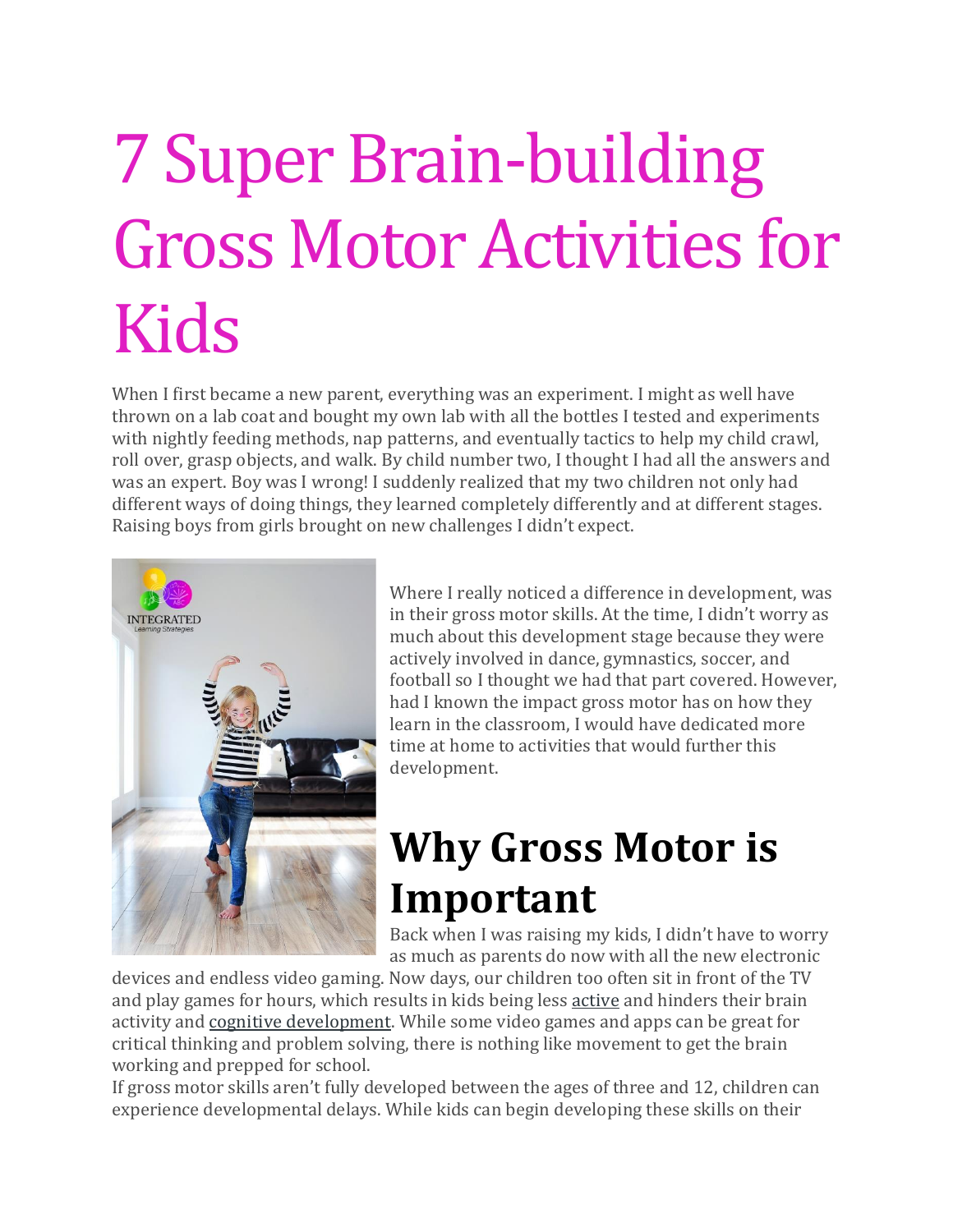# 7 Super Brain-building Gross Motor Activities for Kids

When I first became a new parent, everything was an experiment. I might as well have thrown on a lab coat and bought my own lab with all the bottles I tested and experiments with nightly feeding methods, nap patterns, and eventually tactics to help my child crawl, roll over, grasp objects, and walk. By child number two, I thought I had all the answers and was an expert. Boy was I wrong! I suddenly realized that my two children not only had different ways of doing things, they learned completely differently and at different stages. Raising boys from girls brought on new challenges I didn't expect.

Where I really noticed a difference in development, was in their gross motor skills. At the time, I didn't worry as much about this development stage because they were actively involved in dance, gymnastics, soccer, and football so I thought we had that part covered. However, had I known the impact gross motor has on how they learn in the classroom, I would have dedicated more time at home to activities that would further this development.

## Why Gross Motor is Important

Back when I was raising my kids, I didn't have to worry as much as parents do now with all the new electronic devices and endless video gaming. Now days, our children too often sit in front of the TV and play games for hours, which results in kids being less active and hinders their brain activity and cognitive development. While some video games and apps can be great for critical thinking and problem solving, there is nothing like movement to get the brain working and prepped for school.

If gross motor skills aren't fully developed between the ages of three and 12, children can experience developmental delays. While kids can begin developing these skills on their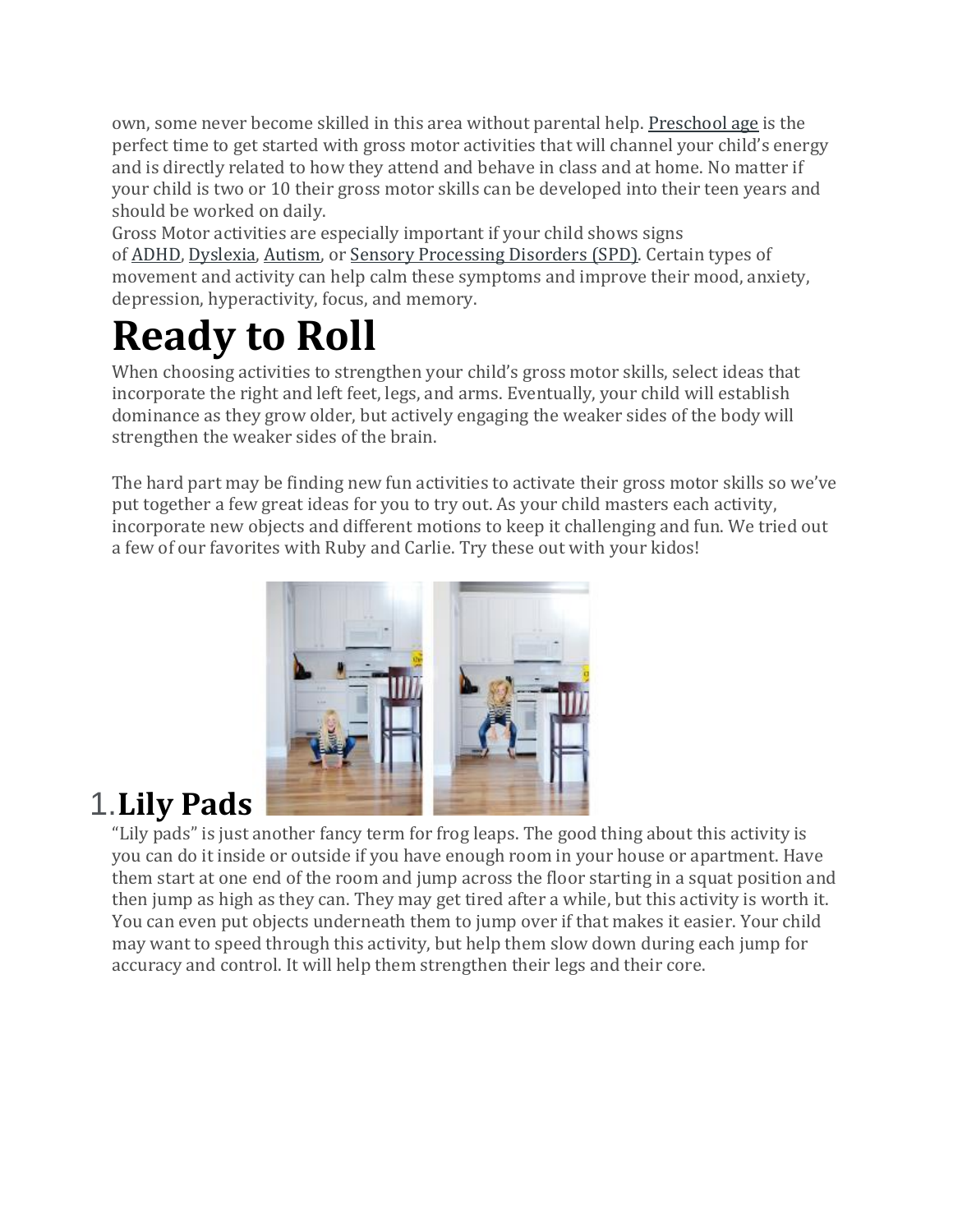own, some never become skilled in this area without parental help. Preschool age is the perfect time to get started with gross motor activities that will channel your child's energy and is directly related to how they attend and behave in class and at home. No matter if your child is two or 10 their gross motor skills can be developed into their teen years and should be worked on daily.

Gross Motor activities are especially important if your child shows signs of ADHD, Dyslexia, Autism, or Sensory Processing Disorders (SPD). Certain types of movement and activity can help calm these symptoms and improve their mood, anxiety, depression, hyperactivity, focus, and memory.

# Ready to Roll

When choosing activities to strengthen your child's gross motor skills, select ideas that incorporate the right and left feet, legs, and arms. Eventually, your child will establish dominance as they grow older, but actively engaging the weaker sides of the body will strengthen the weaker sides of the brain.

The hard part may be finding new fun activities to activate their gross motor skills so we've put together a few great ideas for you to try out. As your child masters each activity, incorporate new objects and different motions to keep it challenging and fun. We tried out a few of our favorites with Ruby and Carlie. Try these out with your kidos!

## 1. **Lily Pads**

"Lily pads" is just another fancy term for frog leaps. The good thing about this activity is you can do it inside or outside if you have enough room in your house or apartment. Have them start at one end of the room and jump across the floor starting in a squat position and then jump as high as they can. They may get tired after a while, but this activity is worth it. You can even put objects underneath them to jump over if that makes it easier. Your child may want to speed through this activity, but help them slow down during each jump for accuracy and control. It will help them strengthen their legs and their core.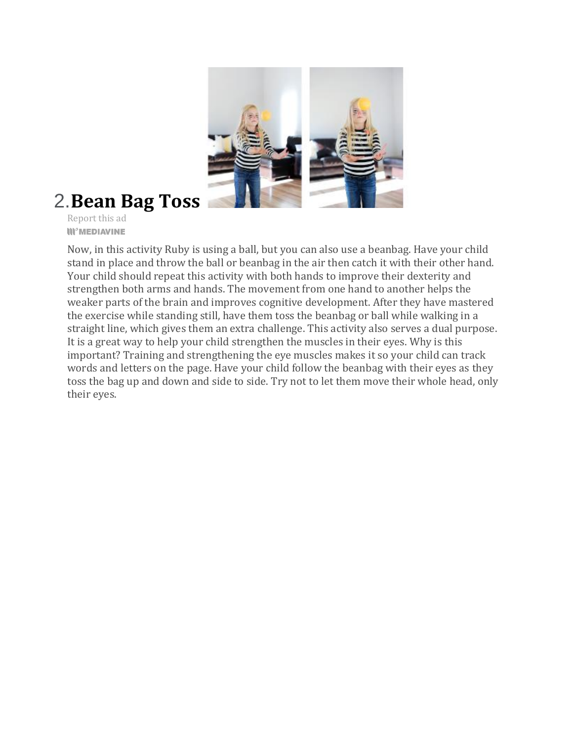## 2. Bean Bag Toss

Report this ad

MEDIAVINE

Now, in this activity Ruby is using a ball, but you can also use a beanbag. Have your child stand in place and throw the ball or beanbag in the air then catch it with their other hand. Your child should repeat this activity with both hands to improve their dexterity and strengthen both arms and hands. The movement from one hand to another helps the weaker parts of the brain and improves cognitive development. After they have mastered the exercise while standing still, have them toss the beanbag or ball while walking in a straight line, which gives them an extra challenge. This activity also serves a dual purpose. It is a great way to help your child strengthen the muscles in their eyes. Why is this important? Training and strengthening the eye muscles makes it so your child can track words and letters on the page. Have your child follow the beanbag with their eyes as they toss the bag up and down and side to side. Try not to let them move their whole head, only their eyes.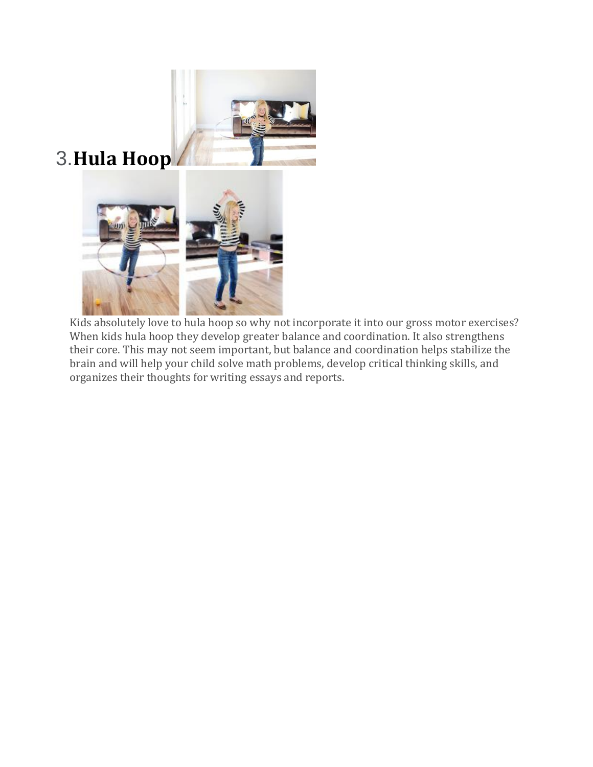### 3. **Hula Hoop**

Kids absolutely love to hula hoop so why not incorporate it into our gross motor exercises? When kids hula hoop they develop greater balance and coordination. It also strengthens their core. This may not seem important, but balance and coordination helps stabilize the brain and will help your child solve math problems, develop critical thinking skills, and organizes their thoughts for writing essays and reports.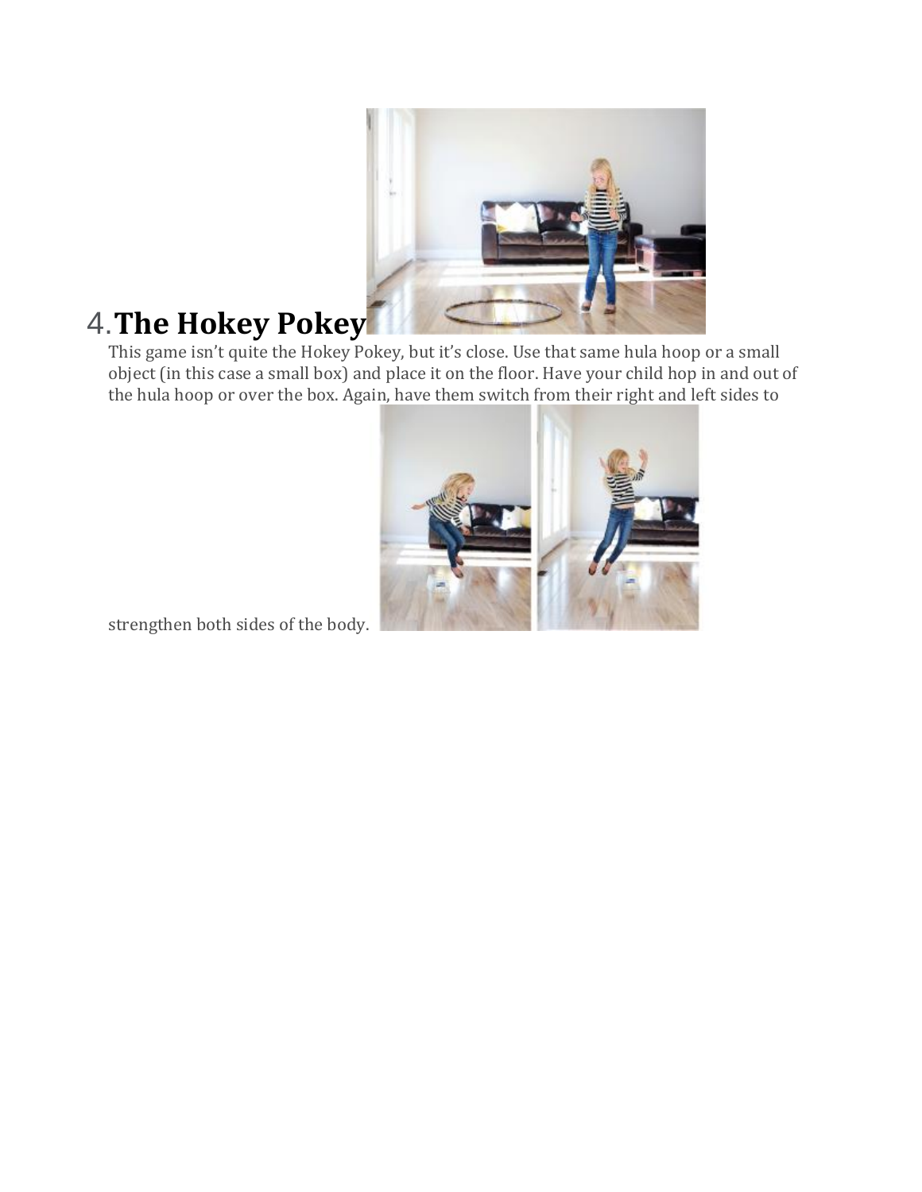## 4. The Hokey Pokey

This game isn't quite the Hokey Pokey, but it's close. Use that same hula hoop or a small object (in this case a small box) and place it on the floor. Have your child hop in and out of the hula hoop or over the box. Again, have them switch from their right and left sides to strengthen both sides of the body.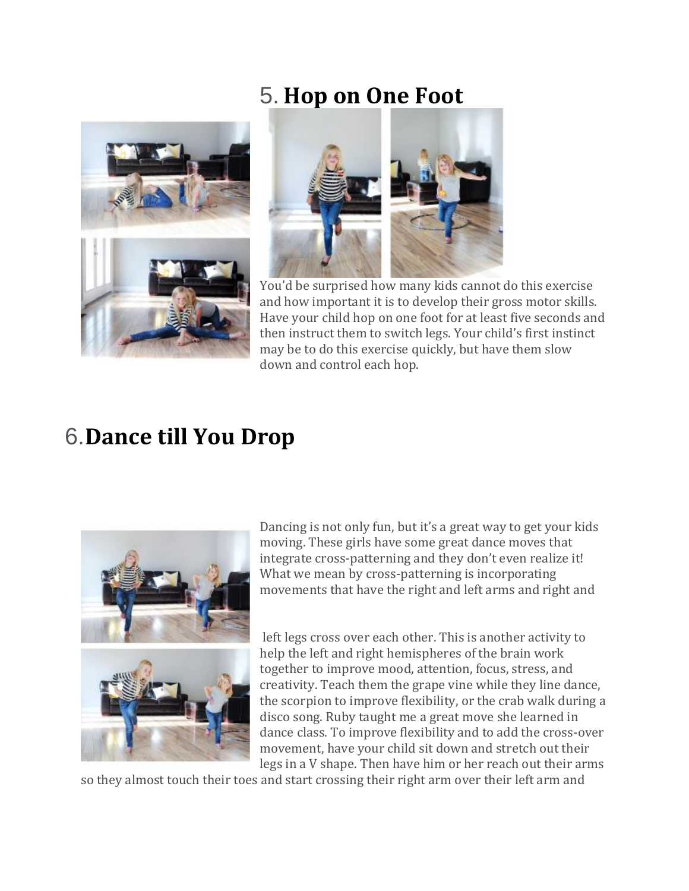## 5. **Hop on One Foot**

You'd be surprised how many kids cannot do this exercise and how important it is to develop their gross motor skills. Have your child hop on one foot for at least five seconds and then instruct them to switch legs. Your child's first instinct may be to do this exercise quickly, but have them slow down and control each hop.

## 6. **Dance till You Drop**

Dancing is not only fun, but it's a great way to get your kids moving. These girls have some great dance moves that integrate cross-patterning and they don't even realize it! What we mean by cross-patterning is incorporating movements that have the right and left arms and right and left legs cross over each other. This is another activity to help the left and right hemispheres of the brain work together to improve mood, attention, focus, stress, and creativity. Teach them the grape vine while they line dance, the scorpion to improve flexibility, or the crab walk during a disco song. Ruby taught me a great move she learned in dance class. To improve flexibility and to add the cross-over movement, have your child sit down and stretch out their legs in a V shape. Then have him or her reach out their arms so they almost touch their toes and start crossing their right arm over their left arm and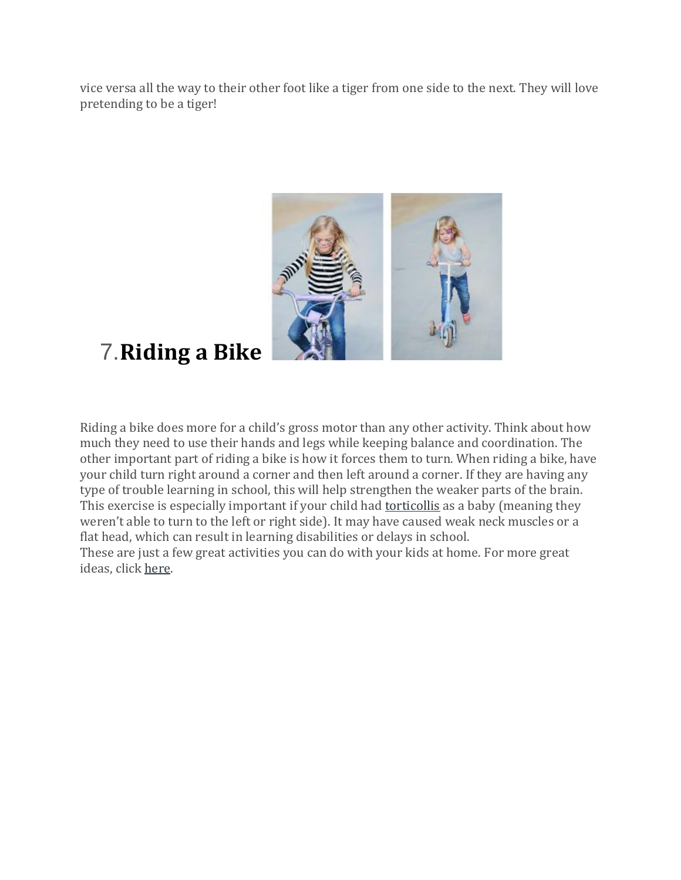vice versa all the way to their other foot like a tiger from one side to the next. They will love pretending to be a tiger!

## 7. **Riding a Bike**

Riding a bike does more for a child's gross motor than any other activity. Think about how much they need to use their hands and legs while keeping balance and coordination. The other important part of riding a bike is how it forces them to turn. When riding a bike, have your child turn right around a corner and then left around a corner. If they are having any type of trouble learning in school, this will help strengthen the weaker parts of the brain. This exercise is especially important if your child had torticollis as a baby (meaning they weren't able to turn to the left or right side). It may have caused weak neck muscles or a flat head, which can result in learning disabilities or delays in school.

These are just a few great activities you can do with your kids at home. For more great ideas, click here.